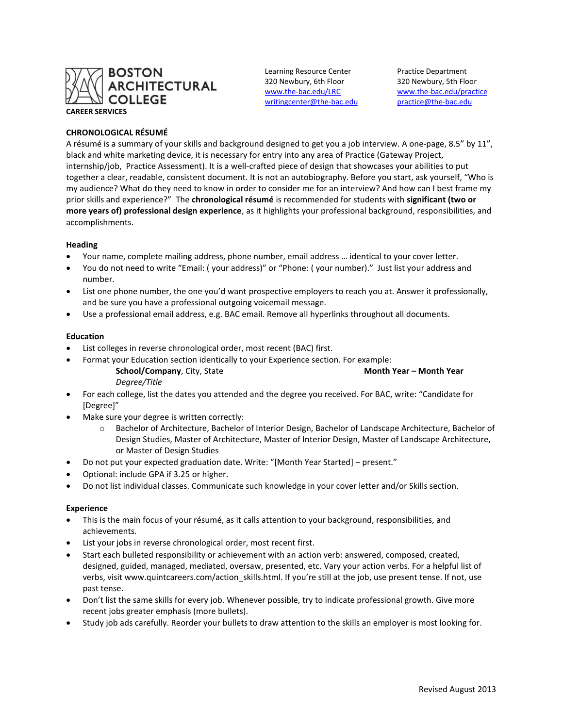**BOSTON ARCHITECTURAL COLLEGE**

**CAREER SERVICES**

Learning Resource Center
320 Newbury, 6th Floor
www.the-bac.edu/LRC
writingcenter@the-bac.edu

Practice Department
320 Newbury, 5th Floor
www.the-bac.edu/practice
practice@the-bac.edu

## CHRONOLOGICAL RÉSUMÉ

A résumé is a summary of your skills and background designed to get you a job interview. A one-page, 8.5" by 11", black and white marketing device, it is necessary for entry into any area of Practice (Gateway Project, internship/job, Practice Assessment). It is a well-crafted piece of design that showcases your abilities to put together a clear, readable, consistent document. It is not an autobiography. Before you start, ask yourself, "Who is my audience? What do they need to know in order to consider me for an interview? And how can I best frame my prior skills and experience?" The **chronological résumé** is recommended for students with **significant (two or more years of) professional design experience**, as it highlights your professional background, responsibilities, and accomplishments.

### Heading

- Your name, complete mailing address, phone number, email address … identical to your cover letter.
- You do not need to write "Email: ( your address)" or "Phone: ( your number)." Just list your address and number.
- List one phone number, the one you'd want prospective employers to reach you at. Answer it professionally, and be sure you have a professional outgoing voicemail message.
- Use a professional email address, e.g. BAC email. Remove all hyperlinks throughout all documents.

### Education

- List colleges in reverse chronological order, most recent (BAC) first.
- Format your Education section identically to your Experience section. For example:

  **School/Company**, City, State **Month Year – Month Year**
  *Degree/Title*
- For each college, list the dates you attended and the degree you received. For BAC, write: "Candidate for [Degree]"
- Make sure your degree is written correctly:
  - Bachelor of Architecture, Bachelor of Interior Design, Bachelor of Landscape Architecture, Bachelor of Design Studies, Master of Architecture, Master of Interior Design, Master of Landscape Architecture, or Master of Design Studies
- Do not put your expected graduation date. Write: "[Month Year Started] – present."
- Optional: include GPA if 3.25 or higher.
- Do not list individual classes. Communicate such knowledge in your cover letter and/or Skills section.

### Experience

- This is the main focus of your résumé, as it calls attention to your background, responsibilities, and achievements.
- List your jobs in reverse chronological order, most recent first.
- Start each bulleted responsibility or achievement with an action verb: answered, composed, created, designed, guided, managed, mediated, oversaw, presented, etc. Vary your action verbs. For a helpful list of verbs, visit www.quintcareers.com/action_skills.html. If you're still at the job, use present tense. If not, use past tense.
- Don't list the same skills for every job. Whenever possible, try to indicate professional growth. Give more recent jobs greater emphasis (more bullets).
- Study job ads carefully. Reorder your bullets to draw attention to the skills an employer is most looking for.

Revised August 2013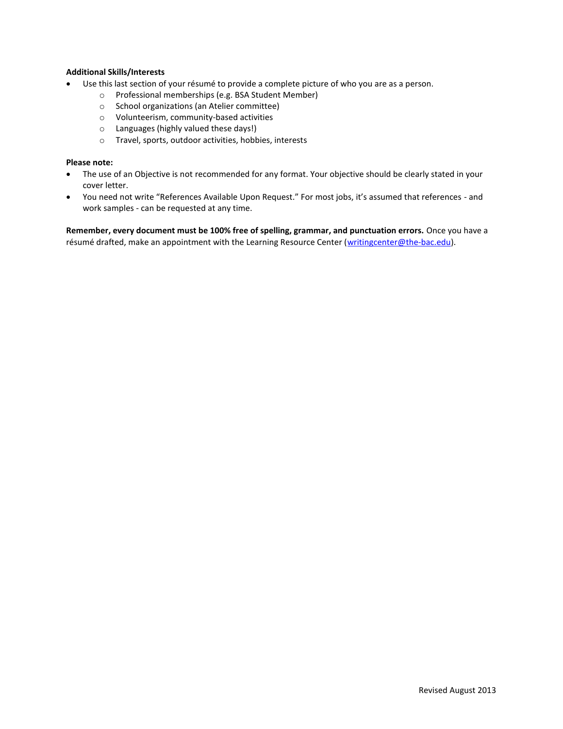**Additional Skills/Interests**

- Use this last section of your résumé to provide a complete picture of who you are as a person.
  - Professional memberships (e.g. BSA Student Member)
  - School organizations (an Atelier committee)
  - Volunteerism, community-based activities
  - Languages (highly valued these days!)
  - Travel, sports, outdoor activities, hobbies, interests

**Please note:**

- The use of an Objective is not recommended for any format. Your objective should be clearly stated in your cover letter.
- You need not write "References Available Upon Request." For most jobs, it's assumed that references - and work samples - can be requested at any time.

**Remember, every document must be 100% free of spelling, grammar, and punctuation errors.** Once you have a résumé drafted, make an appointment with the Learning Resource Center (writingcenter@the-bac.edu).

Revised August 2013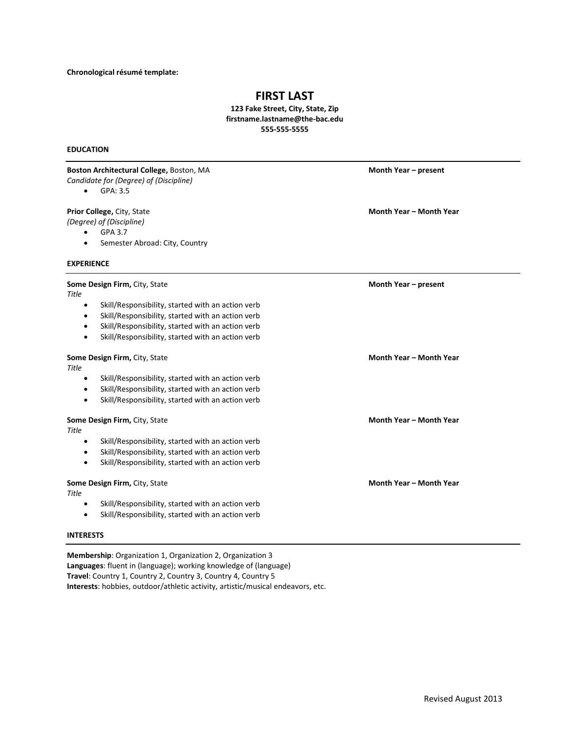**Chronological résumé template:**

# FIRST LAST

**123 Fake Street, City, State, Zip**
**firstname.lastname@the-bac.edu**
**555-555-5555**

## EDUCATION

**Boston Architectural College,** Boston, MA — **Month Year – present**
*Candidate for (Degree) of (Discipline)*

- GPA: 3.5

**Prior College,** City, State — **Month Year – Month Year**
*(Degree) of (Discipline)*

- GPA 3.7
- Semester Abroad: City, Country

## EXPERIENCE

**Some Design Firm,** City, State — **Month Year – present**
*Title*

- Skill/Responsibility, started with an action verb
- Skill/Responsibility, started with an action verb
- Skill/Responsibility, started with an action verb
- Skill/Responsibility, started with an action verb

**Some Design Firm,** City, State — **Month Year – Month Year**
*Title*

- Skill/Responsibility, started with an action verb
- Skill/Responsibility, started with an action verb
- Skill/Responsibility, started with an action verb

**Some Design Firm,** City, State — **Month Year – Month Year**
*Title*

- Skill/Responsibility, started with an action verb
- Skill/Responsibility, started with an action verb
- Skill/Responsibility, started with an action verb

**Some Design Firm,** City, State — **Month Year – Month Year**
*Title*

- Skill/Responsibility, started with an action verb
- Skill/Responsibility, started with an action verb

## INTERESTS

**Membership**: Organization 1, Organization 2, Organization 3
**Languages**: fluent in (language); working knowledge of (language)
**Travel**: Country 1, Country 2, Country 3, Country 4, Country 5
**Interests**: hobbies, outdoor/athletic activity, artistic/musical endeavors, etc.

Revised August 2013